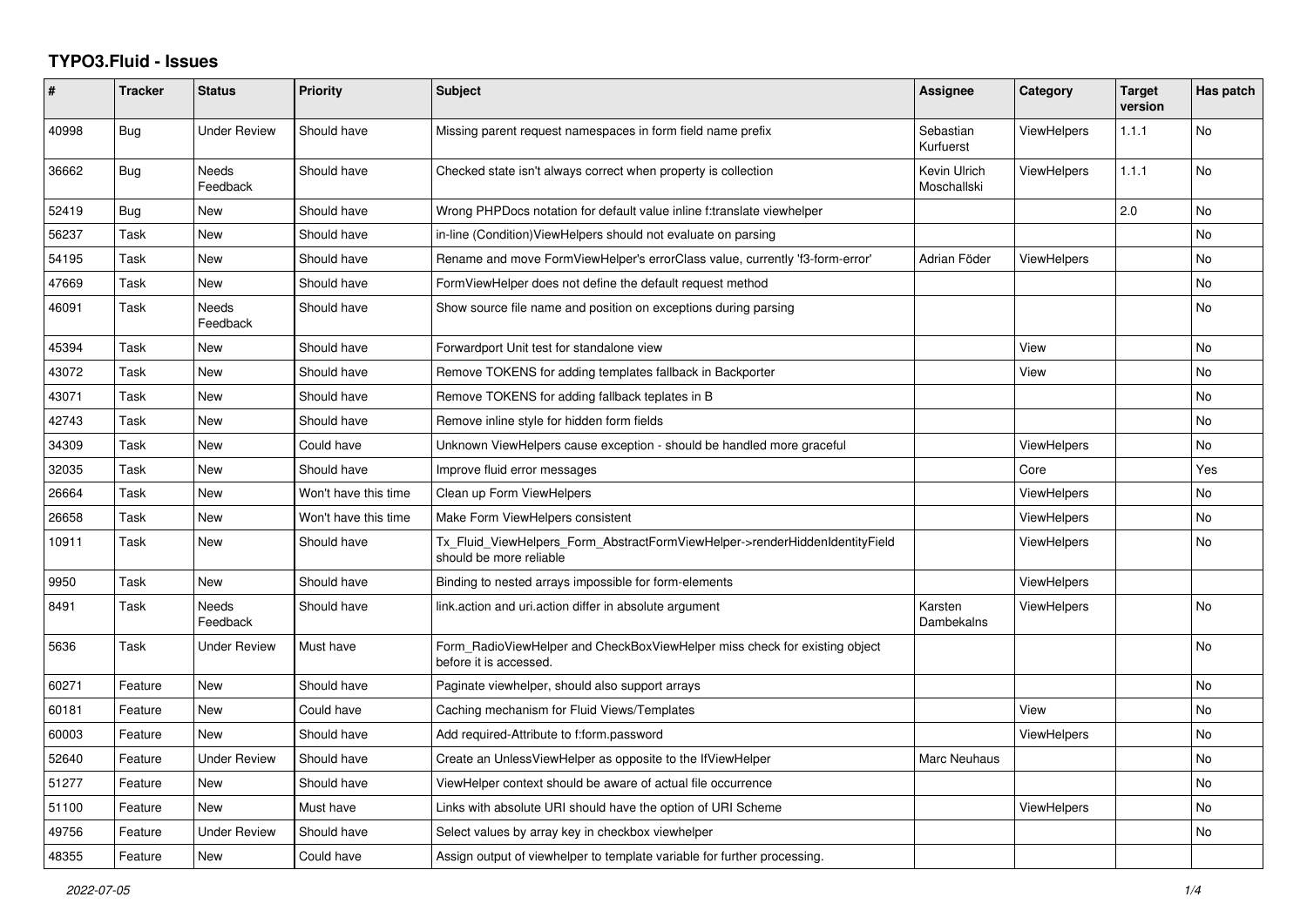# TYPO3.Fluid - Issues

| # | Tracker | Status | Priority | Subject | Assignee | Category | Target version | Has patch |
|---|---|---|---|---|---|---|---|---|
| 40998 | Bug | Under Review | Should have | Missing parent request namespaces in form field name prefix | Sebastian Kurfuerst | ViewHelpers | 1.1.1 | No |
| 36662 | Bug | Needs Feedback | Should have | Checked state isn't always correct when property is collection | Kevin Ulrich Moschallski | ViewHelpers | 1.1.1 | No |
| 52419 | Bug | New | Should have | Wrong PHPDocs notation for default value inline f:translate viewhelper | | | 2.0 | No |
| 56237 | Task | New | Should have | in-line (Condition)ViewHelpers should not evaluate on parsing | | | | No |
| 54195 | Task | New | Should have | Rename and move FormViewHelper's errorClass value, currently 'f3-form-error' | Adrian Föder | ViewHelpers | | No |
| 47669 | Task | New | Should have | FormViewHelper does not define the default request method | | | | No |
| 46091 | Task | Needs Feedback | Should have | Show source file name and position on exceptions during parsing | | | | No |
| 45394 | Task | New | Should have | Forwardport Unit test for standalone view | | View | | No |
| 43072 | Task | New | Should have | Remove TOKENS for adding templates fallback in Backporter | | View | | No |
| 43071 | Task | New | Should have | Remove TOKENS for adding fallback teplates in B | | | | No |
| 42743 | Task | New | Should have | Remove inline style for hidden form fields | | | | No |
| 34309 | Task | New | Could have | Unknown ViewHelpers cause exception - should be handled more graceful | | ViewHelpers | | No |
| 32035 | Task | New | Should have | Improve fluid error messages | | Core | | Yes |
| 26664 | Task | New | Won't have this time | Clean up Form ViewHelpers | | ViewHelpers | | No |
| 26658 | Task | New | Won't have this time | Make Form ViewHelpers consistent | | ViewHelpers | | No |
| 10911 | Task | New | Should have | Tx_Fluid_ViewHelpers_Form_AbstractFormViewHelper->renderHiddenIdentityField should be more reliable | | ViewHelpers | | No |
| 9950 | Task | New | Should have | Binding to nested arrays impossible for form-elements | | ViewHelpers | | |
| 8491 | Task | Needs Feedback | Should have | link.action and uri.action differ in absolute argument | Karsten Dambekalns | ViewHelpers | | No |
| 5636 | Task | Under Review | Must have | Form_RadioViewHelper and CheckBoxViewHelper miss check for existing object before it is accessed. | | | | No |
| 60271 | Feature | New | Should have | Paginate viewhelper, should also support arrays | | | | No |
| 60181 | Feature | New | Could have | Caching mechanism for Fluid Views/Templates | | View | | No |
| 60003 | Feature | New | Should have | Add required-Attribute to f:form.password | | ViewHelpers | | No |
| 52640 | Feature | Under Review | Should have | Create an UnlessViewHelper as opposite to the IfViewHelper | Marc Neuhaus | | | No |
| 51277 | Feature | New | Should have | ViewHelper context should be aware of actual file occurrence | | | | No |
| 51100 | Feature | New | Must have | Links with absolute URI should have the option of URI Scheme | | ViewHelpers | | No |
| 49756 | Feature | Under Review | Should have | Select values by array key in checkbox viewhelper | | | | No |
| 48355 | Feature | New | Could have | Assign output of viewhelper to template variable for further processing. | | | | |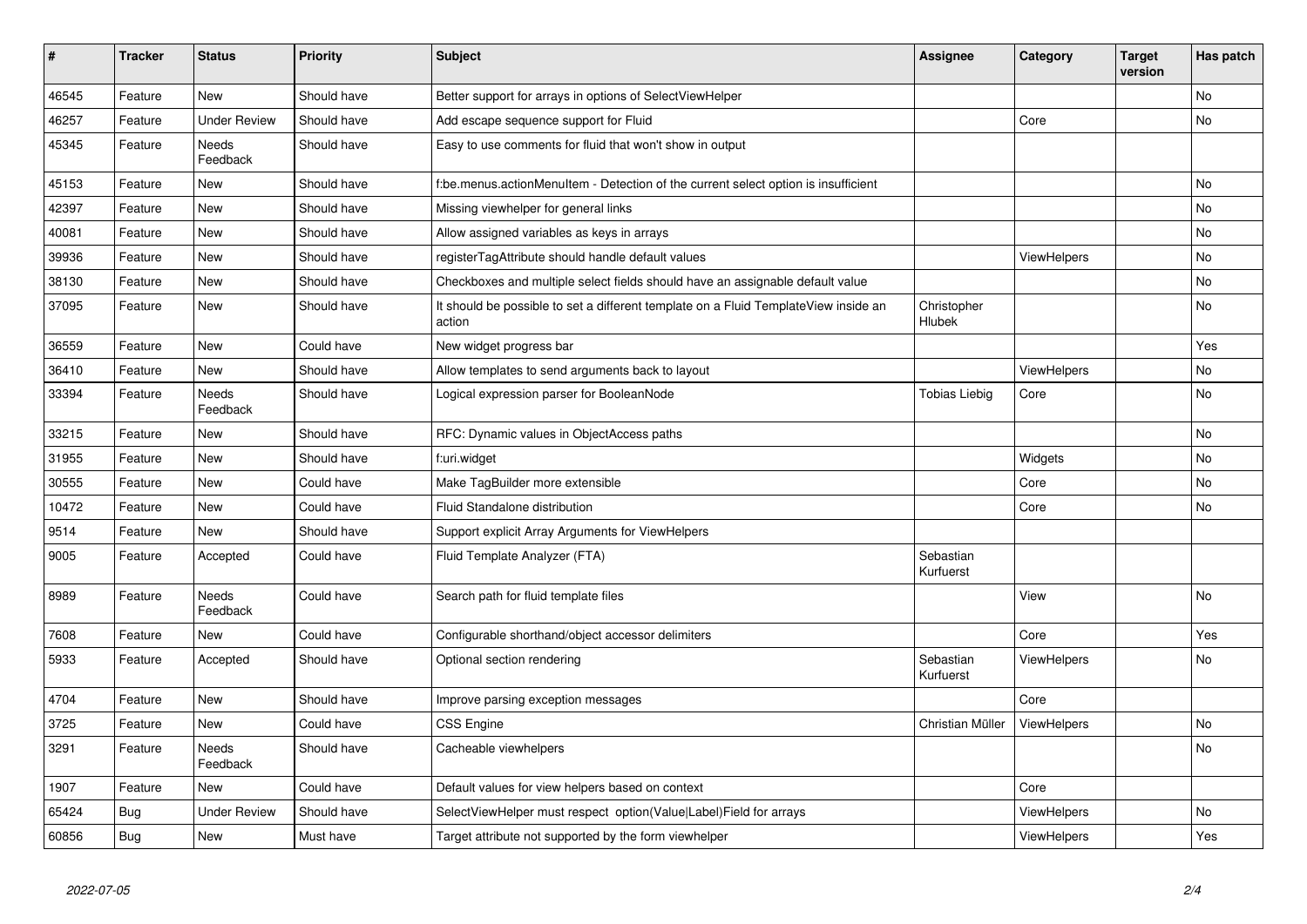| # | Tracker | Status | Priority | Subject | Assignee | Category | Target version | Has patch |
|---|---|---|---|---|---|---|---|---|
| 46545 | Feature | New | Should have | Better support for arrays in options of SelectViewHelper | | | | No |
| 46257 | Feature | Under Review | Should have | Add escape sequence support for Fluid | | Core | | No |
| 45345 | Feature | Needs Feedback | Should have | Easy to use comments for fluid that won't show in output | | | | |
| 45153 | Feature | New | Should have | f:be.menus.actionMenuItem - Detection of the current select option is insufficient | | | | No |
| 42397 | Feature | New | Should have | Missing viewhelper for general links | | | | No |
| 40081 | Feature | New | Should have | Allow assigned variables as keys in arrays | | | | No |
| 39936 | Feature | New | Should have | registerTagAttribute should handle default values | | ViewHelpers | | No |
| 38130 | Feature | New | Should have | Checkboxes and multiple select fields should have an assignable default value | | | | No |
| 37095 | Feature | New | Should have | It should be possible to set a different template on a Fluid TemplateView inside an action | Christopher Hlubek | | | No |
| 36559 | Feature | New | Could have | New widget progress bar | | | | Yes |
| 36410 | Feature | New | Should have | Allow templates to send arguments back to layout | | ViewHelpers | | No |
| 33394 | Feature | Needs Feedback | Should have | Logical expression parser for BooleanNode | Tobias Liebig | Core | | No |
| 33215 | Feature | New | Should have | RFC: Dynamic values in ObjectAccess paths | | | | No |
| 31955 | Feature | New | Should have | f:uri.widget | | Widgets | | No |
| 30555 | Feature | New | Could have | Make TagBuilder more extensible | | Core | | No |
| 10472 | Feature | New | Could have | Fluid Standalone distribution | | Core | | No |
| 9514 | Feature | New | Should have | Support explicit Array Arguments for ViewHelpers | | | | |
| 9005 | Feature | Accepted | Could have | Fluid Template Analyzer (FTA) | Sebastian Kurfuerst | | | |
| 8989 | Feature | Needs Feedback | Could have | Search path for fluid template files | | View | | No |
| 7608 | Feature | New | Could have | Configurable shorthand/object accessor delimiters | | Core | | Yes |
| 5933 | Feature | Accepted | Should have | Optional section rendering | Sebastian Kurfuerst | ViewHelpers | | No |
| 4704 | Feature | New | Should have | Improve parsing exception messages | | Core | | |
| 3725 | Feature | New | Could have | CSS Engine | Christian Müller | ViewHelpers | | No |
| 3291 | Feature | Needs Feedback | Should have | Cacheable viewhelpers | | | | No |
| 1907 | Feature | New | Could have | Default values for view helpers based on context | | Core | | |
| 65424 | Bug | Under Review | Should have | SelectViewHelper must respect option(Value\|Label)Field for arrays | | ViewHelpers | | No |
| 60856 | Bug | New | Must have | Target attribute not supported by the form viewhelper | | ViewHelpers | | Yes |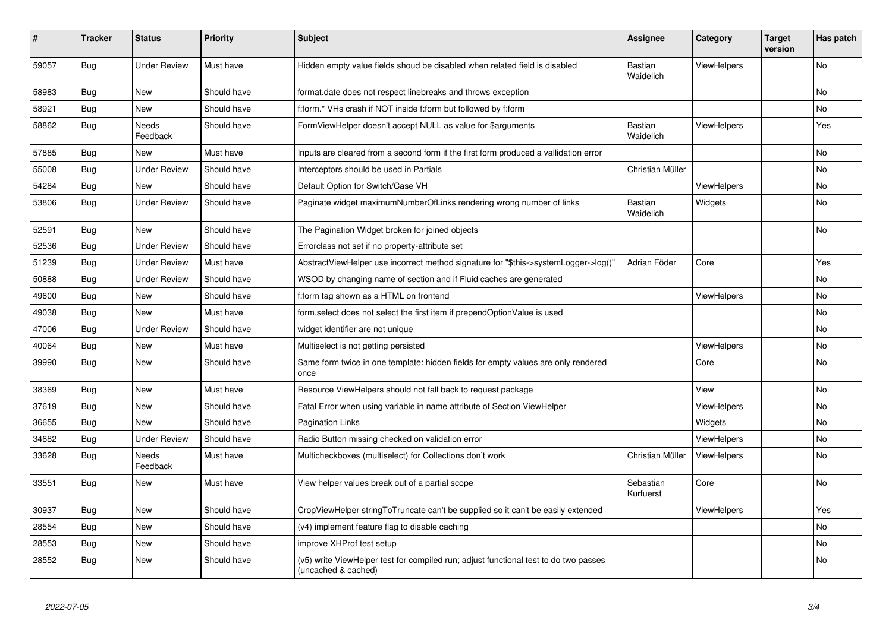| # | Tracker | Status | Priority | Subject | Assignee | Category | Target version | Has patch |
|---|---|---|---|---|---|---|---|---|
| 59057 | Bug | Under Review | Must have | Hidden empty value fields shoud be disabled when related field is disabled | Bastian Waidelich | ViewHelpers | | No |
| 58983 | Bug | New | Should have | format.date does not respect linebreaks and throws exception | | | | No |
| 58921 | Bug | New | Should have | f:form.* VHs crash if NOT inside f:form but followed by f:form | | | | No |
| 58862 | Bug | Needs Feedback | Should have | FormViewHelper doesn't accept NULL as value for $arguments | Bastian Waidelich | ViewHelpers | | Yes |
| 57885 | Bug | New | Must have | Inputs are cleared from a second form if the first form produced a vallidation error | | | | No |
| 55008 | Bug | Under Review | Should have | Interceptors should be used in Partials | Christian Müller | | | No |
| 54284 | Bug | New | Should have | Default Option for Switch/Case VH | | ViewHelpers | | No |
| 53806 | Bug | Under Review | Should have | Paginate widget maximumNumberOfLinks rendering wrong number of links | Bastian Waidelich | Widgets | | No |
| 52591 | Bug | New | Should have | The Pagination Widget broken for joined objects | | | | No |
| 52536 | Bug | Under Review | Should have | Errorclass not set if no property-attribute set | | | | |
| 51239 | Bug | Under Review | Must have | AbstractViewHelper use incorrect method signature for "$this->systemLogger->log()" | Adrian Föder | Core | | Yes |
| 50888 | Bug | Under Review | Should have | WSOD by changing name of section and if Fluid caches are generated | | | | No |
| 49600 | Bug | New | Should have | f:form tag shown as a HTML on frontend | | ViewHelpers | | No |
| 49038 | Bug | New | Must have | form.select does not select the first item if prependOptionValue is used | | | | No |
| 47006 | Bug | Under Review | Should have | widget identifier are not unique | | | | No |
| 40064 | Bug | New | Must have | Multiselect is not getting persisted | | ViewHelpers | | No |
| 39990 | Bug | New | Should have | Same form twice in one template: hidden fields for empty values are only rendered once | | Core | | No |
| 38369 | Bug | New | Must have | Resource ViewHelpers should not fall back to request package | | View | | No |
| 37619 | Bug | New | Should have | Fatal Error when using variable in name attribute of Section ViewHelper | | ViewHelpers | | No |
| 36655 | Bug | New | Should have | Pagination Links | | Widgets | | No |
| 34682 | Bug | Under Review | Should have | Radio Button missing checked on validation error | | ViewHelpers | | No |
| 33628 | Bug | Needs Feedback | Must have | Multicheckboxes (multiselect) for Collections don't work | Christian Müller | ViewHelpers | | No |
| 33551 | Bug | New | Must have | View helper values break out of a partial scope | Sebastian Kurfuerst | Core | | No |
| 30937 | Bug | New | Should have | CropViewHelper stringToTruncate can't be supplied so it can't be easily extended | | ViewHelpers | | Yes |
| 28554 | Bug | New | Should have | (v4) implement feature flag to disable caching | | | | No |
| 28553 | Bug | New | Should have | improve XHProf test setup | | | | No |
| 28552 | Bug | New | Should have | (v5) write ViewHelper test for compiled run; adjust functional test to do two passes (uncached & cached) | | | | No |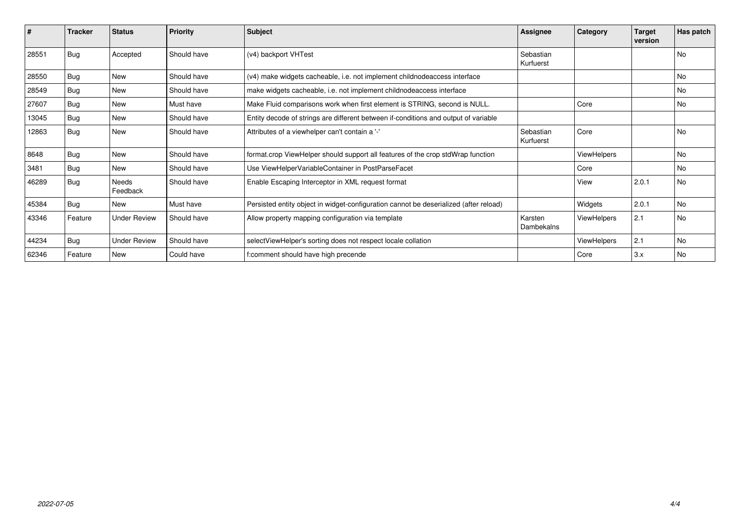| # | Tracker | Status | Priority | Subject | Assignee | Category | Target version | Has patch |
|---|---|---|---|---|---|---|---|---|
| 28551 | Bug | Accepted | Should have | (v4) backport VHTest | Sebastian Kurfuerst | | | No |
| 28550 | Bug | New | Should have | (v4) make widgets cacheable, i.e. not implement childnodeaccess interface | | | | No |
| 28549 | Bug | New | Should have | make widgets cacheable, i.e. not implement childnodeaccess interface | | | | No |
| 27607 | Bug | New | Must have | Make Fluid comparisons work when first element is STRING, second is NULL. | | Core | | No |
| 13045 | Bug | New | Should have | Entity decode of strings are different between if-conditions and output of variable | | | | |
| 12863 | Bug | New | Should have | Attributes of a viewhelper can't contain a '-' | Sebastian Kurfuerst | Core | | No |
| 8648 | Bug | New | Should have | format.crop ViewHelper should support all features of the crop stdWrap function | | ViewHelpers | | No |
| 3481 | Bug | New | Should have | Use ViewHelperVariableContainer in PostParseFacet | | Core | | No |
| 46289 | Bug | Needs Feedback | Should have | Enable Escaping Interceptor in XML request format | | View | 2.0.1 | No |
| 45384 | Bug | New | Must have | Persisted entity object in widget-configuration cannot be deserialized (after reload) | | Widgets | 2.0.1 | No |
| 43346 | Feature | Under Review | Should have | Allow property mapping configuration via template | Karsten Dambekalns | ViewHelpers | 2.1 | No |
| 44234 | Bug | Under Review | Should have | selectViewHelper's sorting does not respect locale collation | | ViewHelpers | 2.1 | No |
| 62346 | Feature | New | Could have | f:comment should have high precende | | Core | 3.x | No |

*2022-07-05*